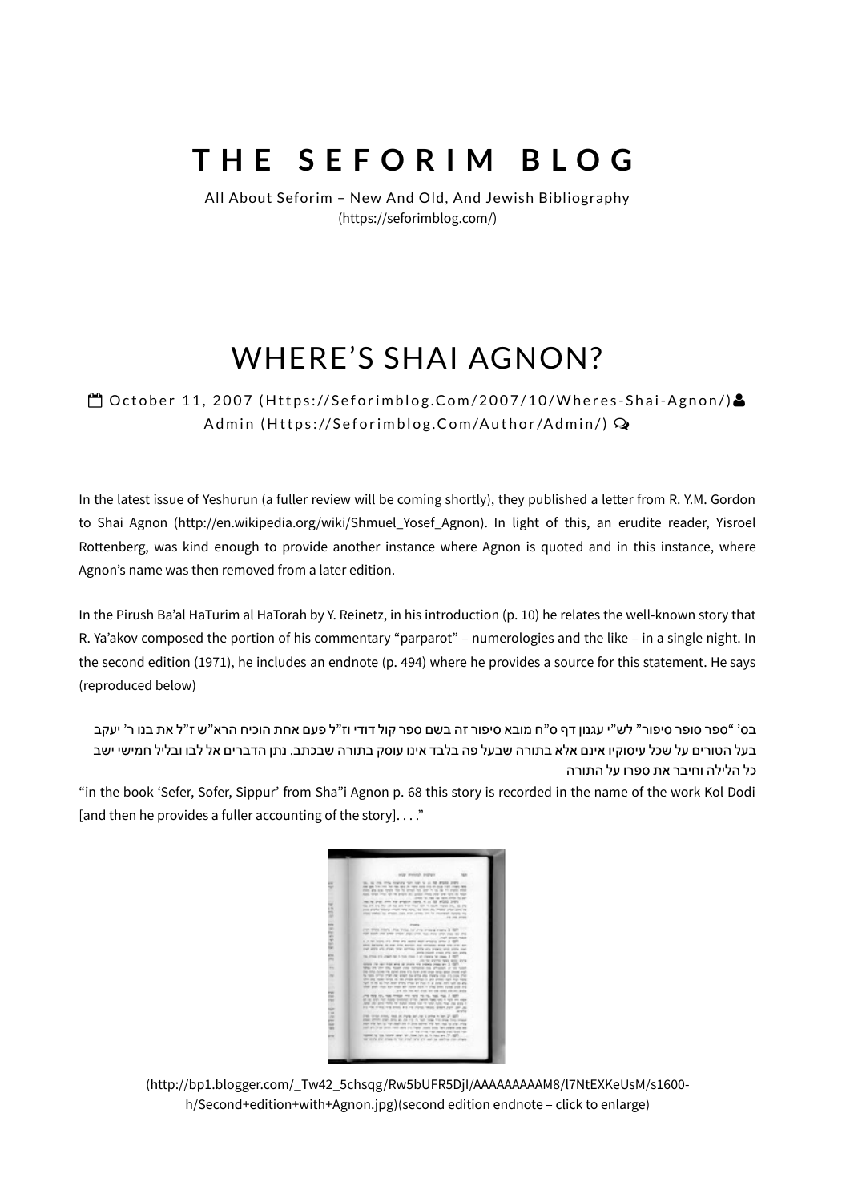# THE SEFORIM BLOG

All About Seforim – New And Old, And Jewish Bibliography (https://seforimblog.com/)

## WHERE'S SHAI AGNON?

October 11, 2007 (Https://Seforimblog.Com/2007/10/Wheres-Shai-Agnon/) Admin (Https://Seforimblog.Com/Author/Admin/)

In the latest issue of Yeshurun (a fuller review will be coming shortly), they published a letter from R. Y.M. Gordon to Shai Agnon (http://en.wikipedia.org/wiki/Shmuel_Yosef_Agnon). In light of this, an erudite reader, Yisroel Rottenberg, was kind enough to provide another instance where Agnon is quoted and in this instance, where Agnon's name was then removed from a later edition.

In the Pirush Ba'al HaTurim al HaTorah by Y. Reinetz, in his introduction (p. 10) he relates the well-known story that R. Ya'akov composed the portion of his commentary "parparot" – numerologies and the like – in a single night. In the second edition (1971), he includes an endnote (p. 494) where he provides a source for this statement. He says (reproduced below)

בס' "ספר סופר סיפור" לש"י עגנון דף ס"ח מובא סיפור זה בשם ספר קול דודי וז"ל פעם אחת הוכיח הרא"ש ז"ל את בנו ר' יעקב בעל הטורים על שכל עיסוקיו אינם אלא בתורה שבעל פה בלבד אינו עוסק בתורה שבכתב. נתן הדברים אל לבו ובליל חמישי ישב כל הלילה וחיבר את ספרו על התורה

"in the book 'Sefer, Sofer, Sippur' from Sha"i Agnon p. 68 this story is recorded in the name of the work Kol Dodi [and then he provides a fuller accounting of the story]. . . ."

(http://bp1.blogger.com/_Tw42_5chsqg/Rw5bUFR5DjI/AAAAAAAAAM8/l7NtEXKeUsM/s1600-h/Second+edition+with+Agnon.jpg)(second edition endnote – click to enlarge)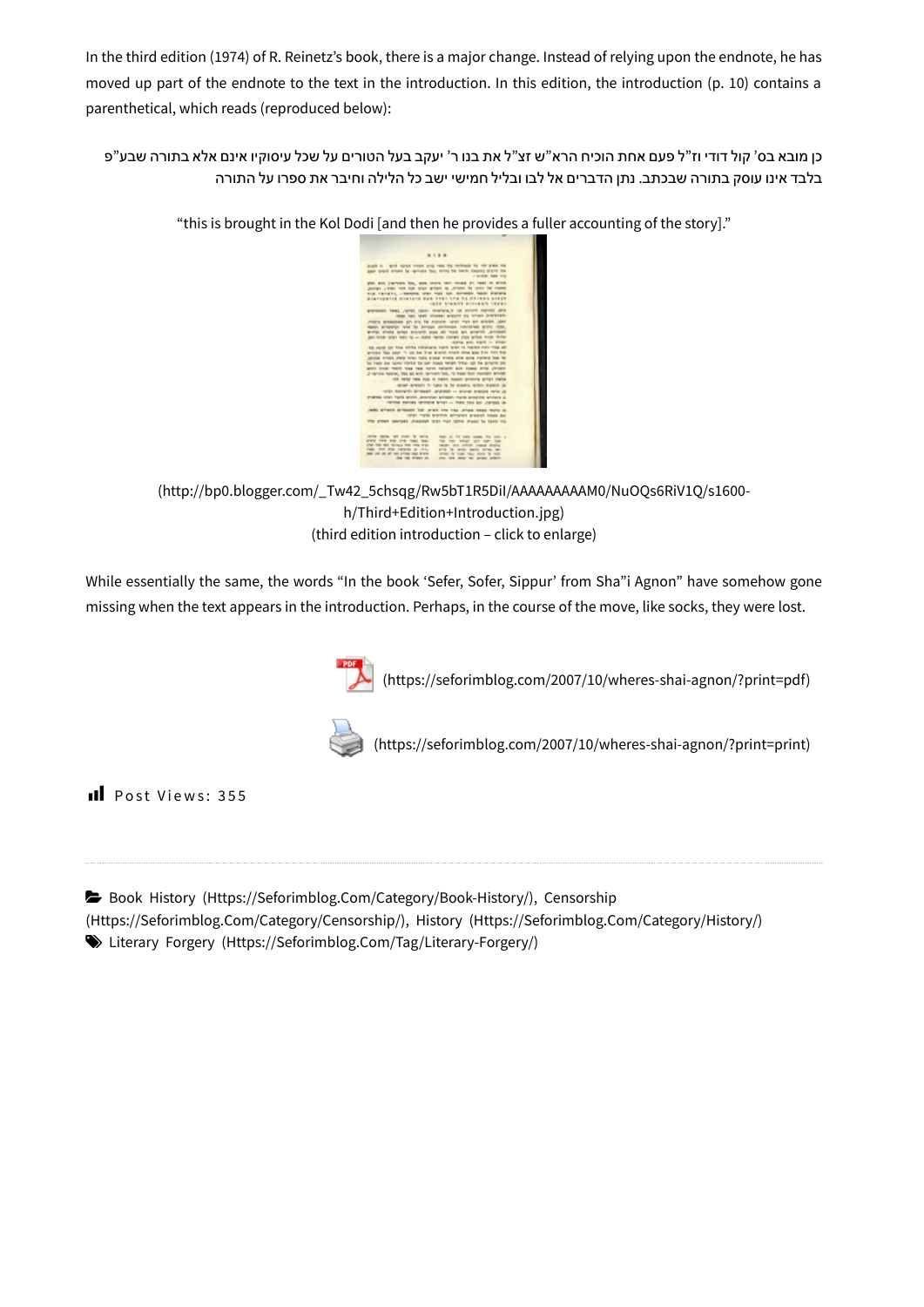In the third edition (1974) of R. Reinetz's book, there is a major change. Instead of relying upon the endnote, he has moved up part of the endnote to the text in the introduction. In this edition, the introduction (p. 10) contains a parenthetical, which reads (reproduced below):

כן מובא בס' קול דודי וז"ל פעם אחת הוכיח הרא"ש זצ"ל את בנו ר' יעקב בעל הטורים על שכל עיסוקיו אינם אלא בתורה שבע"פ בלבד אינו עוסק בתורה שבכתב. נתן הדברים אל לבו ובליל חמישי ישב כל הלילה וחיבר את ספרו על התורה

"this is brought in the Kol Dodi [and then he provides a fuller accounting of the story]."

(http://bp0.blogger.com/_Tw42_5chsqg/Rw5bT1R5DiI/AAAAAAAAAM0/NuOQs6RiV1Q/s1600-h/Third+Edition+Introduction.jpg)
(third edition introduction – click to enlarge)

While essentially the same, the words "In the book 'Sefer, Sofer, Sippur' from Sha"i Agnon" have somehow gone missing when the text appears in the introduction. Perhaps, in the course of the move, like socks, they were lost.

(https://seforimblog.com/2007/10/wheres-shai-agnon/?print=pdf)

(https://seforimblog.com/2007/10/wheres-shai-agnon/?print=print)

Post Views: 355

Book History (Https://Seforimblog.Com/Category/Book-History/), Censorship (Https://Seforimblog.Com/Category/Censorship/), History (Https://Seforimblog.Com/Category/History/)
Literary Forgery (Https://Seforimblog.Com/Tag/Literary-Forgery/)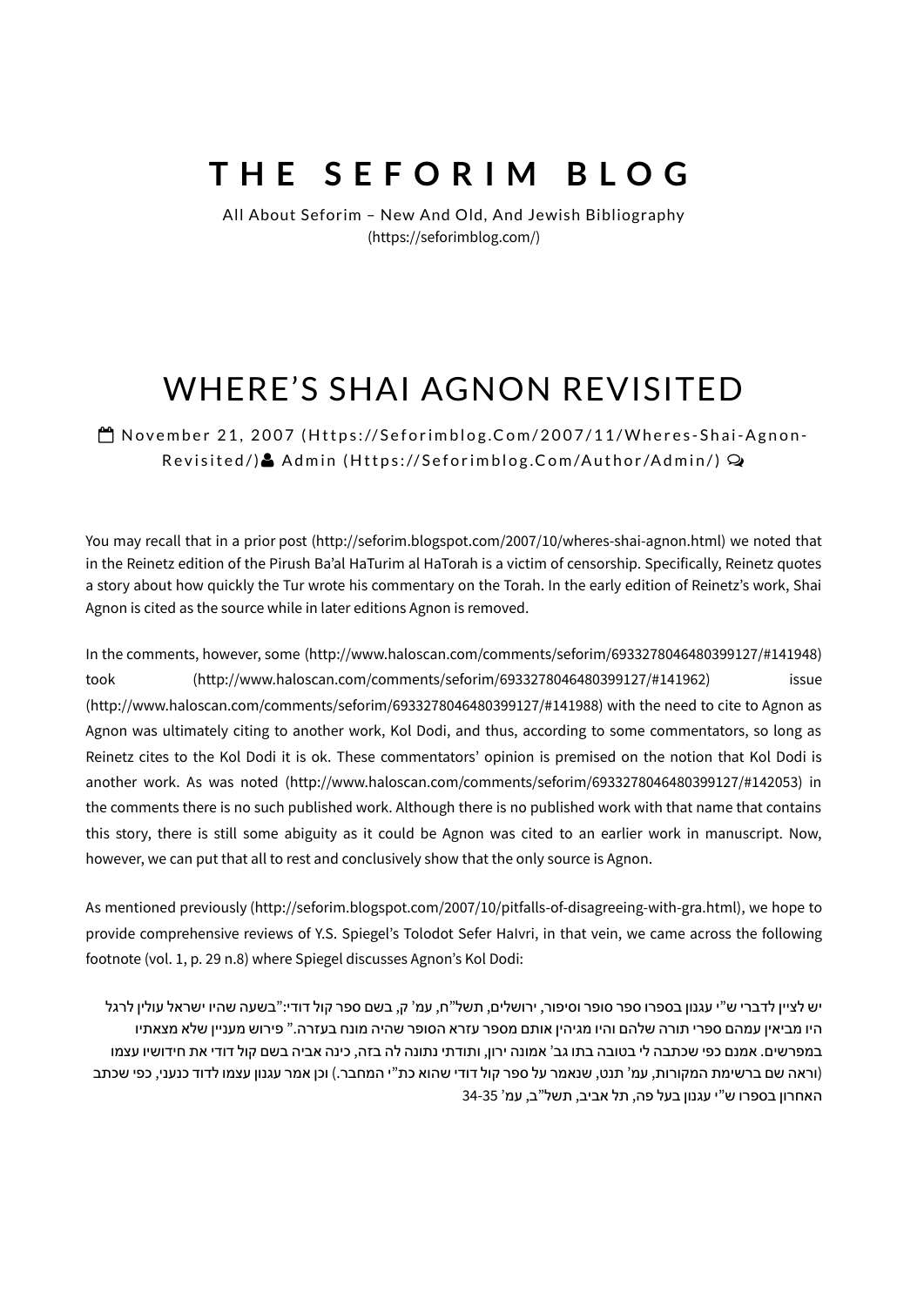# THE SEFORIM BLOG

All About Seforim – New And Old, And Jewish Bibliography
(https://seforimblog.com/)

# WHERE'S SHAI AGNON REVISITED

November 21, 2007 (Https://Seforimblog.Com/2007/11/Wheres-Shai-Agnon-Revisited/) Admin (Https://Seforimblog.Com/Author/Admin/)

You may recall that in a prior post (http://seforim.blogspot.com/2007/10/wheres-shai-agnon.html) we noted that in the Reinetz edition of the Pirush Ba'al HaTurim al HaTorah is a victim of censorship. Specifically, Reinetz quotes a story about how quickly the Tur wrote his commentary on the Torah. In the early edition of Reinetz's work, Shai Agnon is cited as the source while in later editions Agnon is removed.

In the comments, however, some (http://www.haloscan.com/comments/seforim/6933278046480399127/#141948) took (http://www.haloscan.com/comments/seforim/6933278046480399127/#141962) issue (http://www.haloscan.com/comments/seforim/6933278046480399127/#141988) with the need to cite to Agnon as Agnon was ultimately citing to another work, Kol Dodi, and thus, according to some commentators, so long as Reinetz cites to the Kol Dodi it is ok. These commentators' opinion is premised on the notion that Kol Dodi is another work. As was noted (http://www.haloscan.com/comments/seforim/6933278046480399127/#142053) in the comments there is no such published work. Although there is no published work with that name that contains this story, there is still some abiguity as it could be Agnon was cited to an earlier work in manuscript. Now, however, we can put that all to rest and conclusively show that the only source is Agnon.

As mentioned previously (http://seforim.blogspot.com/2007/10/pitfalls-of-disagreeing-with-gra.html), we hope to provide comprehensive reviews of Y.S. Spiegel's Tolodot Sefer HaIvri, in that vein, we came across the following footnote (vol. 1, p. 29 n.8) where Spiegel discusses Agnon's Kol Dodi:

יש לציין לדברי ש"י עגנון בספרו ספר סופר וסיפור, ירושלים, תשל"ח, עמ' ק, בשם ספר קול דודי:"בשעה שהיו ישראל עולין לרגל היו מביאין עמהם ספרי תורה שלהם והיו מגיהין אותם מספר עזרא הסופר שהיה מונח בעזרה." פירוש מעניין שלא מצאתיו במפרשים. אמנם כפי שכתבה לי בטובה בתו גב' אמונה ירון, ותודתי נתונה לה בזה, כינה אביה בשם קול דודי את חידושיו עצמו (וראה שם ברשימת המקורות, עמ' תנט, שנאמר על ספר קול דודי שהוא כת"י המחבר.) וכן אמר עגנון עצמו לדוד כנעני, כפי שכתב האחרון בספרו ש"י עגנון בעל פה, תל אביב, תשל"ב, עמ' 34-35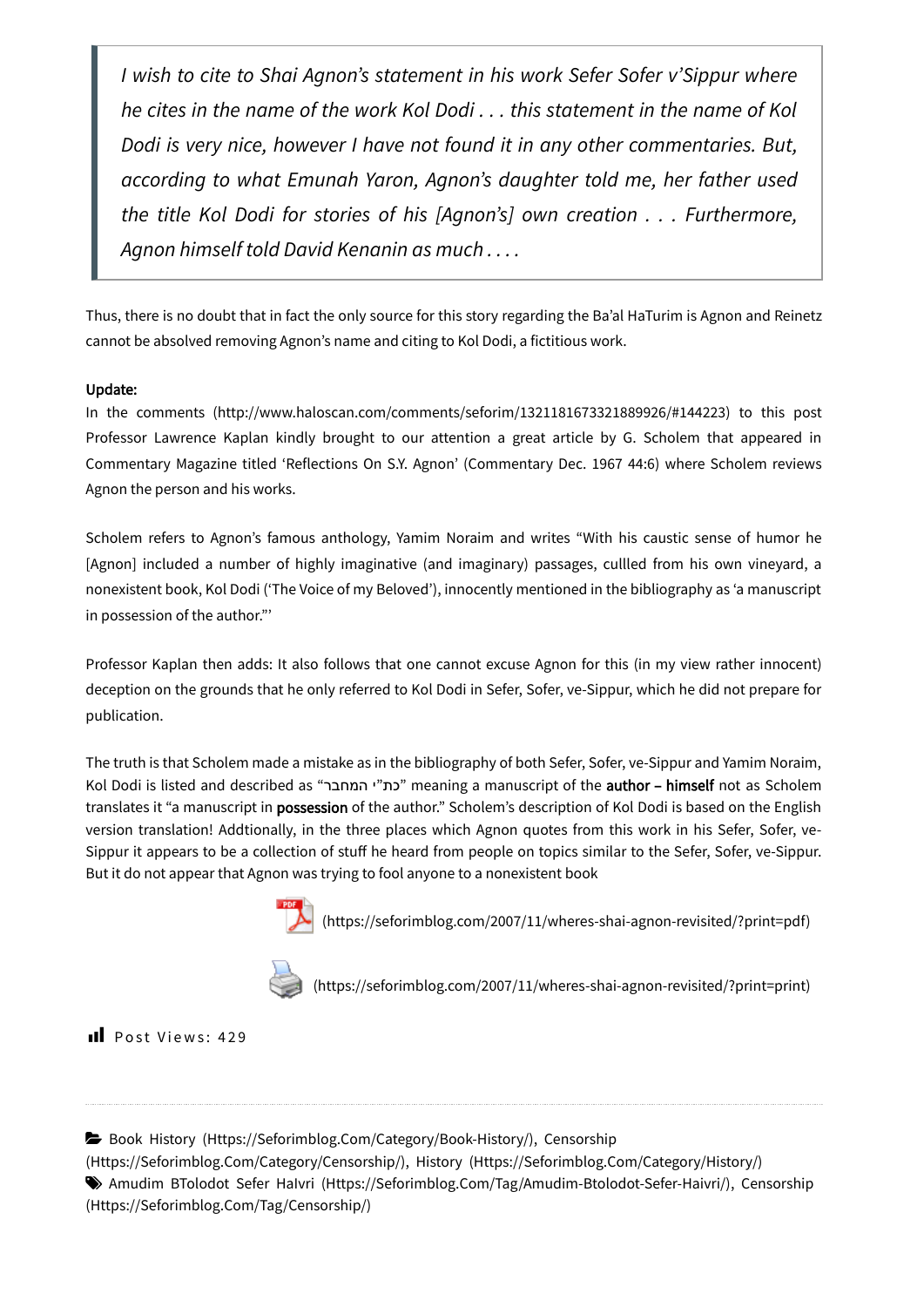> *I wish to cite to Shai Agnon's statement in his work Sefer Sofer v'Sippur where he cites in the name of the work Kol Dodi . . . this statement in the name of Kol Dodi is very nice, however I have not found it in any other commentaries. But, according to what Emunah Yaron, Agnon's daughter told me, her father used the title Kol Dodi for stories of his [Agnon's] own creation . . . Furthermore, Agnon himself told David Kenanin as much . . . .*

Thus, there is no doubt that in fact the only source for this story regarding the Ba'al HaTurim is Agnon and Reinetz cannot be absolved removing Agnon's name and citing to Kol Dodi, a fictitious work.

**Update:**
In the comments (http://www.haloscan.com/comments/seforim/1321181673321889926/#144223) to this post Professor Lawrence Kaplan kindly brought to our attention a great article by G. Scholem that appeared in Commentary Magazine titled 'Reflections On S.Y. Agnon' (Commentary Dec. 1967 44:6) where Scholem reviews Agnon the person and his works.

Scholem refers to Agnon's famous anthology, Yamim Noraim and writes "With his caustic sense of humor he [Agnon] included a number of highly imaginative (and imaginary) passages, cullled from his own vineyard, a nonexistent book, Kol Dodi ('The Voice of my Beloved'), innocently mentioned in the bibliography as 'a manuscript in possession of the author."'

Professor Kaplan then adds: It also follows that one cannot excuse Agnon for this (in my view rather innocent) deception on the grounds that he only referred to Kol Dodi in Sefer, Sofer, ve-Sippur, which he did not prepare for publication.

The truth is that Scholem made a mistake as in the bibliography of both Sefer, Sofer, ve-Sippur and Yamim Noraim, Kol Dodi is listed and described as "כת"י המחבר" meaning a manuscript of the **author – himself** not as Scholem translates it "a manuscript in **possession** of the author." Scholem's description of Kol Dodi is based on the English version translation! Addtionally, in the three places which Agnon quotes from this work in his Sefer, Sofer, ve-Sippur it appears to be a collection of stuff he heard from people on topics similar to the Sefer, Sofer, ve-Sippur. But it do not appear that Agnon was trying to fool anyone to a nonexistent book

(https://seforimblog.com/2007/11/wheres-shai-agnon-revisited/?print=pdf)

(https://seforimblog.com/2007/11/wheres-shai-agnon-revisited/?print=print)

Post Views: 429

Book History (Https://Seforimblog.Com/Category/Book-History/), Censorship (Https://Seforimblog.Com/Category/Censorship/), History (Https://Seforimblog.Com/Category/History/)
Amudim BTolodot Sefer HaIvri (Https://Seforimblog.Com/Tag/Amudim-Btolodot-Sefer-Haivri/), Censorship (Https://Seforimblog.Com/Tag/Censorship/)